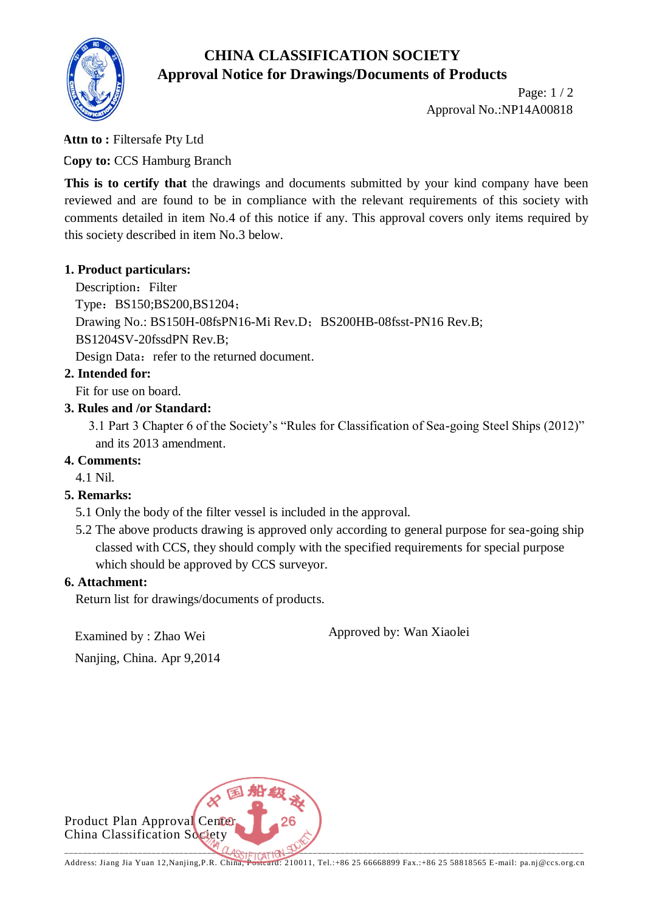# CHINA CLASSIFICATION SOCIETY
## Approval Notice for Drawings/Documents of Products

Approval No.:NP14A00818

**Attn to :** Filtersafe Pty Ltd

**Copy to:** CCS Hamburg Branch

**This is to certify that** the drawings and documents submitted by your kind company have been reviewed and are found to be in compliance with the relevant requirements of this society with comments detailed in item No.4 of this notice if any. This approval covers only items required by this society described in item No.3 below.

**1. Product particulars:**

Description：Filter

Type：BS150;BS200,BS1204；

Drawing No.: BS150H-08fsPN16-Mi Rev.D；BS200HB-08fsst-PN16 Rev.B; BS1204SV-20fssdPN Rev.B;

Design Data：refer to the returned document.

**2. Intended for:**

Fit for use on board.

**3. Rules and /or Standard:**

3.1 Part 3 Chapter 6 of the Society's "Rules for Classification of Sea-going Steel Ships (2012)" and its 2013 amendment.

**4. Comments:**

4.1 Nil.

**5. Remarks:**

5.1 Only the body of the filter vessel is included in the approval.

5.2 The above products drawing is approved only according to general purpose for sea-going ship classed with CCS, they should comply with the specified requirements for special purpose which should be approved by CCS surveyor.

**6. Attachment:**

Return list for drawings/documents of products.

Examined by : Zhao Wei

Approved by: Wan Xiaolei

Nanjing, China. Apr 9,2014

Product Plan Approval Center
China Classification Society

Address: Jiang Jia Yuan 12,Nanjing,P.R. China, Postcard: 210011, Tel.:+86 25 66668899 Fax.:+86 25 58818565 E-mail: pa.nj@ccs.org.cn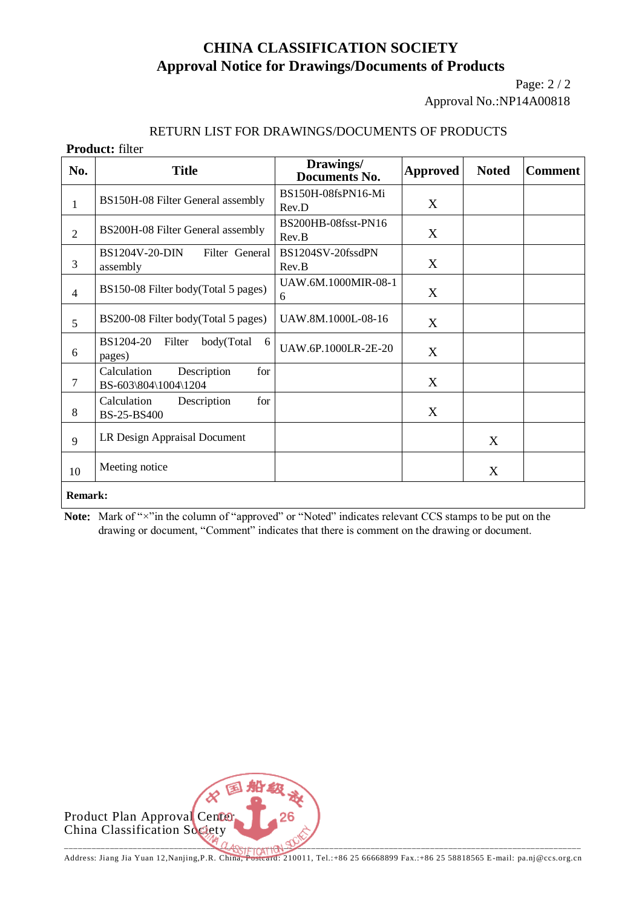# CHINA CLASSIFICATION SOCIETY
## Approval Notice for Drawings/Documents of Products

Page: 2 / 2
Approval No.:NP14A00818

RETURN LIST FOR DRAWINGS/DOCUMENTS OF PRODUCTS

**Product:** filter

| No. | Title | Drawings/ Documents No. | Approved | Noted | Comment |
|---|---|---|---|---|---|
| 1 | BS150H-08 Filter General assembly | BS150H-08fsPN16-Mi Rev.D | X | | |
| 2 | BS200H-08 Filter General assembly | BS200HB-08fsst-PN16 Rev.B | X | | |
| 3 | BS1204V-20-DIN Filter General assembly | BS1204SV-20fssdPN Rev.B | X | | |
| 4 | BS150-08 Filter body(Total 5 pages) | UAW.6M.1000MIR-08-16 | X | | |
| 5 | BS200-08 Filter body(Total 5 pages) | UAW.8M.1000L-08-16 | X | | |
| 6 | BS1204-20 Filter body(Total 6 pages) | UAW.6P.1000LR-2E-20 | X | | |
| 7 | Calculation Description for BS-603\804\1004\1204 | | X | | |
| 8 | Calculation Description for BS-25-BS400 | | X | | |
| 9 | LR Design Appraisal Document | | | X | |
| 10 | Meeting notice | | | X | |

**Remark:**

**Note:** Mark of "×"in the column of "approved" or "Noted" indicates relevant CCS stamps to be put on the drawing or document, "Comment" indicates that there is comment on the drawing or document.

Product Plan Approval Center
China Classification Society

Address: Jiang Jia Yuan 12,Nanjing,P.R. China, Postcard: 210011, Tel.:+86 25 66668899 Fax.:+86 25 58818565 E-mail: pa.nj@ccs.org.cn